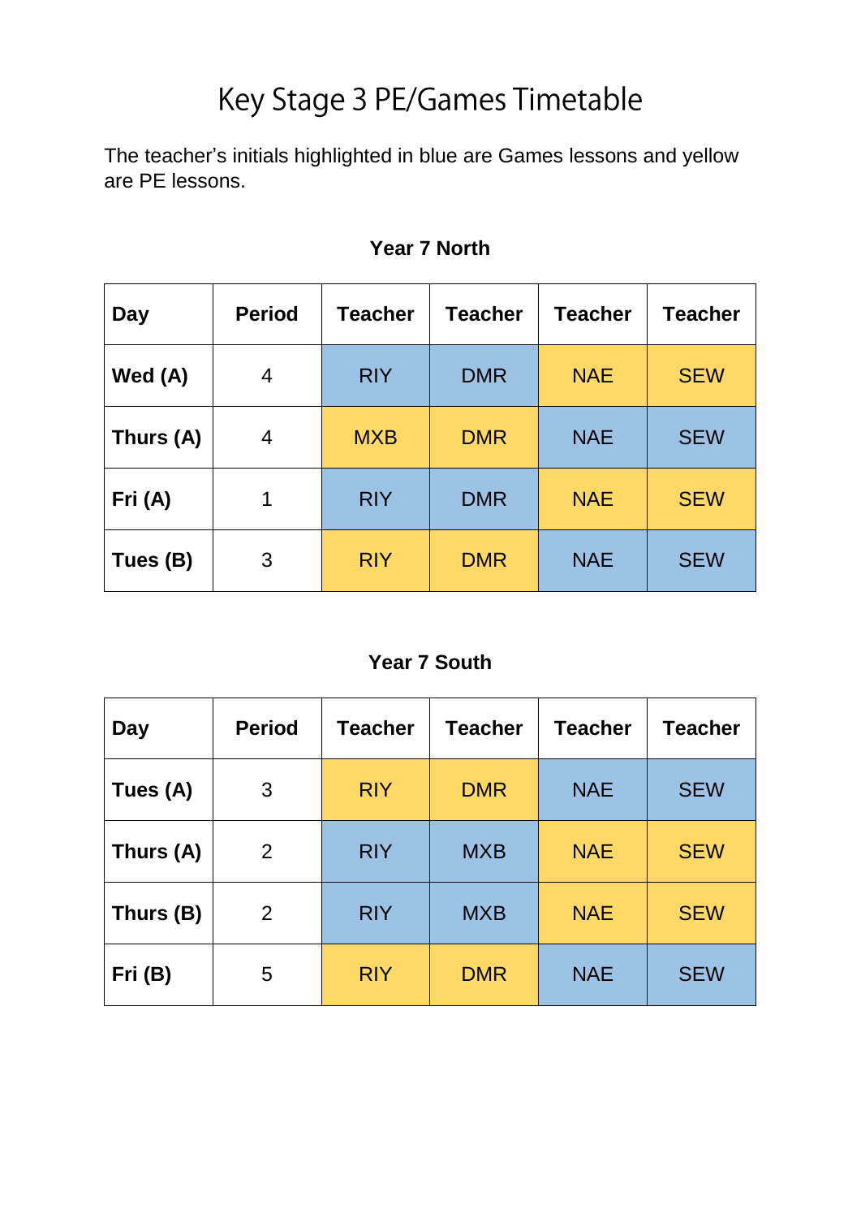# Key Stage 3 PE/Games Timetable

The teacher's initials highlighted in blue are Games lessons and yellow are PE lessons.

### Year 7 North

| Day | Period | Teacher | Teacher | Teacher | Teacher |
|---|---|---|---|---|---|
| **Wed (A)** | 4 | RIY | DMR | NAE | SEW |
| **Thurs (A)** | 4 | MXB | DMR | NAE | SEW |
| **Fri (A)** | 1 | RIY | DMR | NAE | SEW |
| **Tues (B)** | 3 | RIY | DMR | NAE | SEW |

### Year 7 South

| Day | Period | Teacher | Teacher | Teacher | Teacher |
|---|---|---|---|---|---|
| **Tues (A)** | 3 | RIY | DMR | NAE | SEW |
| **Thurs (A)** | 2 | RIY | MXB | NAE | SEW |
| **Thurs (B)** | 2 | RIY | MXB | NAE | SEW |
| **Fri (B)** | 5 | RIY | DMR | NAE | SEW |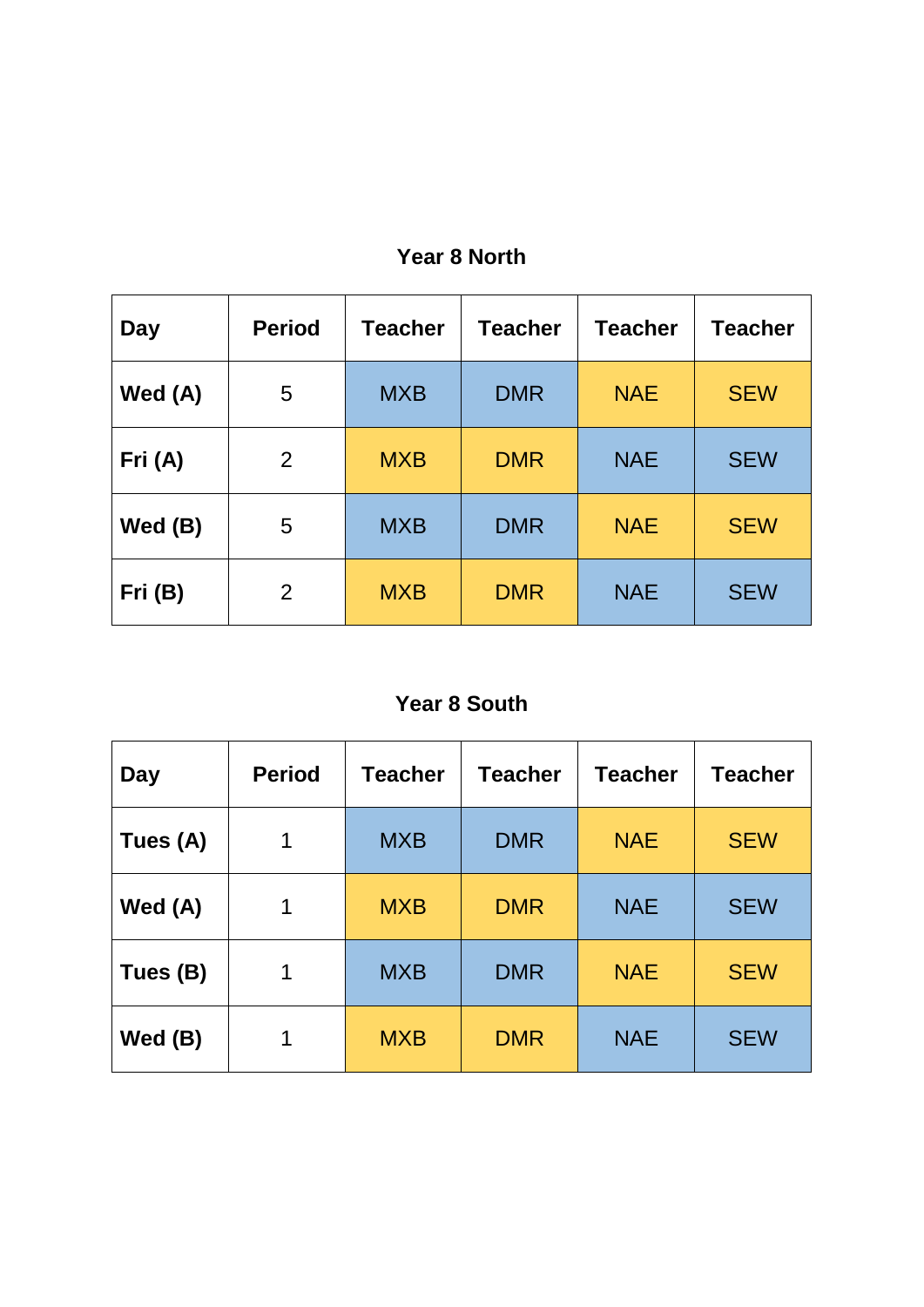### Year 8 North

| Day | Period | Teacher | Teacher | Teacher | Teacher |
|---|---|---|---|---|---|
| **Wed (A)** | 5 | MXB | DMR | NAE | SEW |
| **Fri (A)** | 2 | MXB | DMR | NAE | SEW |
| **Wed (B)** | 5 | MXB | DMR | NAE | SEW |
| **Fri (B)** | 2 | MXB | DMR | NAE | SEW |

### Year 8 South

| Day | Period | Teacher | Teacher | Teacher | Teacher |
|---|---|---|---|---|---|
| **Tues (A)** | 1 | MXB | DMR | NAE | SEW |
| **Wed (A)** | 1 | MXB | DMR | NAE | SEW |
| **Tues (B)** | 1 | MXB | DMR | NAE | SEW |
| **Wed (B)** | 1 | MXB | DMR | NAE | SEW |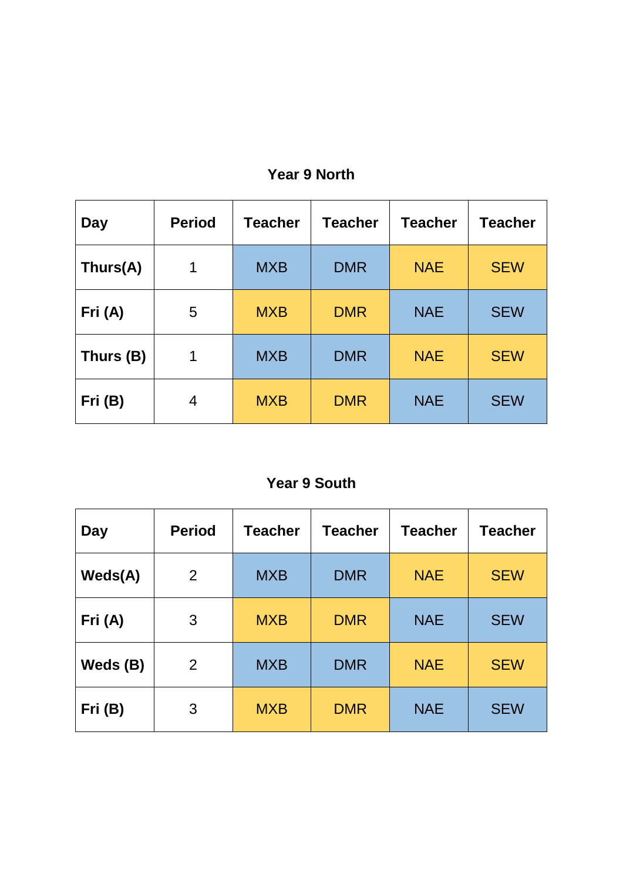### Year 9 North

| Day | Period | Teacher | Teacher | Teacher | Teacher |
|---|---|---|---|---|---|
| **Thurs(A)** | 1 | MXB | DMR | NAE | SEW |
| **Fri (A)** | 5 | MXB | DMR | NAE | SEW |
| **Thurs (B)** | 1 | MXB | DMR | NAE | SEW |
| **Fri (B)** | 4 | MXB | DMR | NAE | SEW |

### Year 9 South

| Day | Period | Teacher | Teacher | Teacher | Teacher |
|---|---|---|---|---|---|
| **Weds(A)** | 2 | MXB | DMR | NAE | SEW |
| **Fri (A)** | 3 | MXB | DMR | NAE | SEW |
| **Weds (B)** | 2 | MXB | DMR | NAE | SEW |
| **Fri (B)** | 3 | MXB | DMR | NAE | SEW |